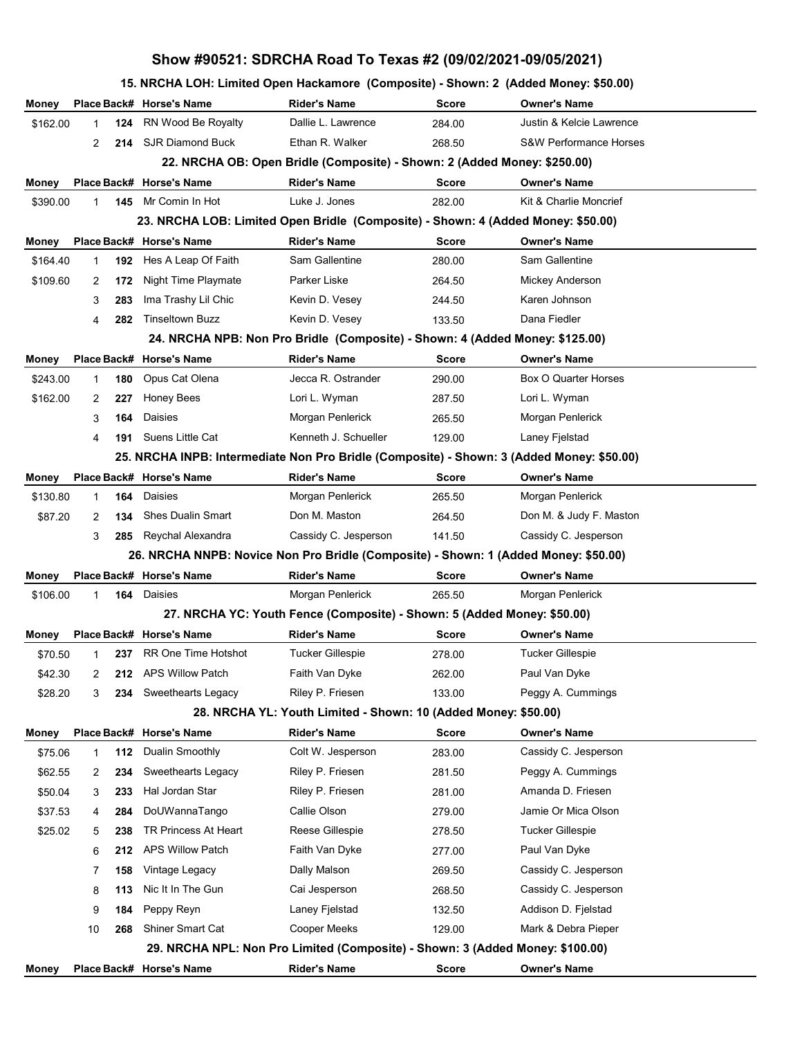# Show #90521: SDRCHA Road To Texas #2 (09/02/2021-09/05/2021)

## 15. NRCHA LOH: Limited Open Hackamore (Composite) - Shown: 2 (Added Money: $50.00)

| Money | Place | Back# | Horse's Name | Rider's Name | Score | Owner's Name |
|---|---|---|---|---|---|---|
| $162.00 | 1 | **124** | RN Wood Be Royalty | Dallie L. Lawrence | 284.00 | Justin & Kelcie Lawrence |
| | 2 | **214** | SJR Diamond Buck | Ethan R. Walker | 268.50 | S&W Performance Horses |

## 22. NRCHA OB: Open Bridle (Composite) - Shown: 2 (Added Money: $250.00)

| Money | Place | Back# | Horse's Name | Rider's Name | Score | Owner's Name |
|---|---|---|---|---|---|---|
| $390.00 | 1 | **145** | Mr Comin In Hot | Luke J. Jones | 282.00 | Kit & Charlie Moncrief |

## 23. NRCHA LOB: Limited Open Bridle (Composite) - Shown: 4 (Added Money: $50.00)

| Money | Place | Back# | Horse's Name | Rider's Name | Score | Owner's Name |
|---|---|---|---|---|---|---|
| $164.40 | 1 | **192** | Hes A Leap Of Faith | Sam Gallentine | 280.00 | Sam Gallentine |
| $109.60 | 2 | **172** | Night Time Playmate | Parker Liske | 264.50 | Mickey Anderson |
| | 3 | **283** | Ima Trashy Lil Chic | Kevin D. Vesey | 244.50 | Karen Johnson |
| | 4 | **282** | Tinseltown Buzz | Kevin D. Vesey | 133.50 | Dana Fiedler |

## 24. NRCHA NPB: Non Pro Bridle (Composite) - Shown: 4 (Added Money: $125.00)

| Money | Place | Back# | Horse's Name | Rider's Name | Score | Owner's Name |
|---|---|---|---|---|---|---|
| $243.00 | 1 | **180** | Opus Cat Olena | Jecca R. Ostrander | 290.00 | Box O Quarter Horses |
| $162.00 | 2 | **227** | Honey Bees | Lori L. Wyman | 287.50 | Lori L. Wyman |
| | 3 | **164** | Daisies | Morgan Penlerick | 265.50 | Morgan Penlerick |
| | 4 | **191** | Suens Little Cat | Kenneth J. Schueller | 129.00 | Laney Fjelstad |

## 25. NRCHA INPB: Intermediate Non Pro Bridle (Composite) - Shown: 3 (Added Money: $50.00)

| Money | Place | Back# | Horse's Name | Rider's Name | Score | Owner's Name |
|---|---|---|---|---|---|---|
| $130.80 | 1 | **164** | Daisies | Morgan Penlerick | 265.50 | Morgan Penlerick |
| $87.20 | 2 | **134** | Shes Dualin Smart | Don M. Maston | 264.50 | Don M. & Judy F. Maston |
| | 3 | **285** | Reychal Alexandra | Cassidy C. Jesperson | 141.50 | Cassidy C. Jesperson |

## 26. NRCHA NNPB: Novice Non Pro Bridle (Composite) - Shown: 1 (Added Money: $50.00)

| Money | Place | Back# | Horse's Name | Rider's Name | Score | Owner's Name |
|---|---|---|---|---|---|---|
| $106.00 | 1 | **164** | Daisies | Morgan Penlerick | 265.50 | Morgan Penlerick |

## 27. NRCHA YC: Youth Fence (Composite) - Shown: 5 (Added Money: $50.00)

| Money | Place | Back# | Horse's Name | Rider's Name | Score | Owner's Name |
|---|---|---|---|---|---|---|
| $70.50 | 1 | **237** | RR One Time Hotshot | Tucker Gillespie | 278.00 | Tucker Gillespie |
| $42.30 | 2 | **212** | APS Willow Patch | Faith Van Dyke | 262.00 | Paul Van Dyke |
| $28.20 | 3 | **234** | Sweethearts Legacy | Riley P. Friesen | 133.00 | Peggy A. Cummings |

## 28. NRCHA YL: Youth Limited - Shown: 10 (Added Money: $50.00)

| Money | Place | Back# | Horse's Name | Rider's Name | Score | Owner's Name |
|---|---|---|---|---|---|---|
| $75.06 | 1 | **112** | Dualin Smoothly | Colt W. Jesperson | 283.00 | Cassidy C. Jesperson |
| $62.55 | 2 | **234** | Sweethearts Legacy | Riley P. Friesen | 281.50 | Peggy A. Cummings |
| $50.04 | 3 | **233** | Hal Jordan Star | Riley P. Friesen | 281.00 | Amanda D. Friesen |
| $37.53 | 4 | **284** | DoUWannaTango | Callie Olson | 279.00 | Jamie Or Mica Olson |
| $25.02 | 5 | **238** | TR Princess At Heart | Reese Gillespie | 278.50 | Tucker Gillespie |
| | 6 | **212** | APS Willow Patch | Faith Van Dyke | 277.00 | Paul Van Dyke |
| | 7 | **158** | Vintage Legacy | Dally Malson | 269.50 | Cassidy C. Jesperson |
| | 8 | **113** | Nic It In The Gun | Cai Jesperson | 268.50 | Cassidy C. Jesperson |
| | 9 | **184** | Peppy Reyn | Laney Fjelstad | 132.50 | Addison D. Fjelstad |
| | 10 | **268** | Shiner Smart Cat | Cooper Meeks | 129.00 | Mark & Debra Pieper |

## 29. NRCHA NPL: Non Pro Limited (Composite) - Shown: 3 (Added Money: $100.00)

| Money | Place | Back# | Horse's Name | Rider's Name | Score | Owner's Name |
|---|---|---|---|---|---|---|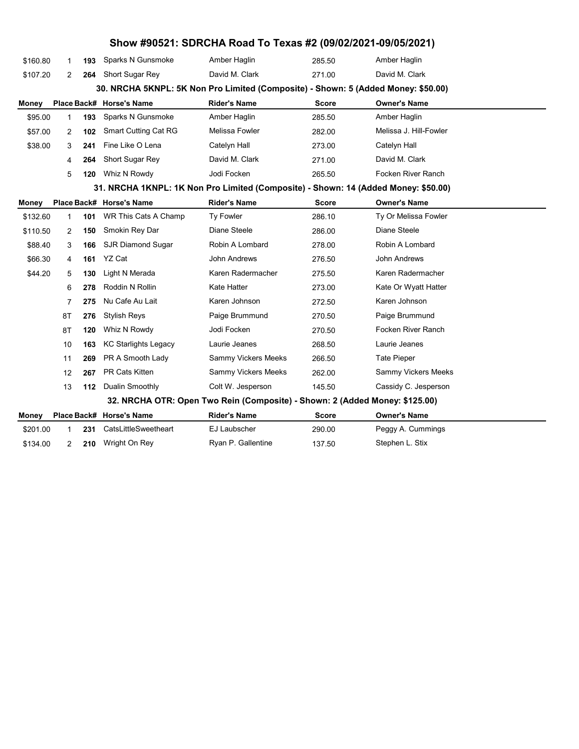# Show #90521: SDRCHA Road To Texas #2 (09/02/2021-09/05/2021)

| | | | | | | |
|---|---|---|---|---|---|---|
| $160.80 | 1 | 193 | Sparks N Gunsmoke | Amber Haglin | 285.50 | Amber Haglin |
| $107.20 | 2 | 264 | Short Sugar Rey | David M. Clark | 271.00 | David M. Clark |

## 30. NRCHA 5KNPL: 5K Non Pro Limited (Composite) - Shown: 5 (Added Money: $50.00)

| Money | Place | Back# | Horse's Name | Rider's Name | Score | Owner's Name |
|---|---|---|---|---|---|---|
| $95.00 | 1 | 193 | Sparks N Gunsmoke | Amber Haglin | 285.50 | Amber Haglin |
| $57.00 | 2 | 102 | Smart Cutting Cat RG | Melissa Fowler | 282.00 | Melissa J. Hill-Fowler |
| $38.00 | 3 | 241 | Fine Like O Lena | Catelyn Hall | 273.00 | Catelyn Hall |
| | 4 | 264 | Short Sugar Rey | David M. Clark | 271.00 | David M. Clark |
| | 5 | 120 | Whiz N Rowdy | Jodi Focken | 265.50 | Focken River Ranch |

## 31. NRCHA 1KNPL: 1K Non Pro Limited (Composite) - Shown: 14 (Added Money: $50.00)

| Money | Place | Back# | Horse's Name | Rider's Name | Score | Owner's Name |
|---|---|---|---|---|---|---|
| $132.60 | 1 | 101 | WR This Cats A Champ | Ty Fowler | 286.10 | Ty Or Melissa Fowler |
| $110.50 | 2 | 150 | Smokin Rey Dar | Diane Steele | 286.00 | Diane Steele |
| $88.40 | 3 | 166 | SJR Diamond Sugar | Robin A Lombard | 278.00 | Robin A Lombard |
| $66.30 | 4 | 161 | YZ Cat | John Andrews | 276.50 | John Andrews |
| $44.20 | 5 | 130 | Light N Merada | Karen Radermacher | 275.50 | Karen Radermacher |
| | 6 | 278 | Roddin N Rollin | Kate Hatter | 273.00 | Kate Or Wyatt Hatter |
| | 7 | 275 | Nu Cafe Au Lait | Karen Johnson | 272.50 | Karen Johnson |
| | 8T | 276 | Stylish Reys | Paige Brummund | 270.50 | Paige Brummund |
| | 8T | 120 | Whiz N Rowdy | Jodi Focken | 270.50 | Focken River Ranch |
| | 10 | 163 | KC Starlights Legacy | Laurie Jeanes | 268.50 | Laurie Jeanes |
| | 11 | 269 | PR A Smooth Lady | Sammy Vickers Meeks | 266.50 | Tate Pieper |
| | 12 | 267 | PR Cats Kitten | Sammy Vickers Meeks | 262.00 | Sammy Vickers Meeks |
| | 13 | 112 | Dualin Smoothly | Colt W. Jesperson | 145.50 | Cassidy C. Jesperson |

## 32. NRCHA OTR: Open Two Rein (Composite) - Shown: 2 (Added Money: $125.00)

| Money | Place | Back# | Horse's Name | Rider's Name | Score | Owner's Name |
|---|---|---|---|---|---|---|
| $201.00 | 1 | 231 | CatsLittleSweetheart | EJ Laubscher | 290.00 | Peggy A. Cummings |
| $134.00 | 2 | 210 | Wright On Rey | Ryan P. Gallentine | 137.50 | Stephen L. Stix |